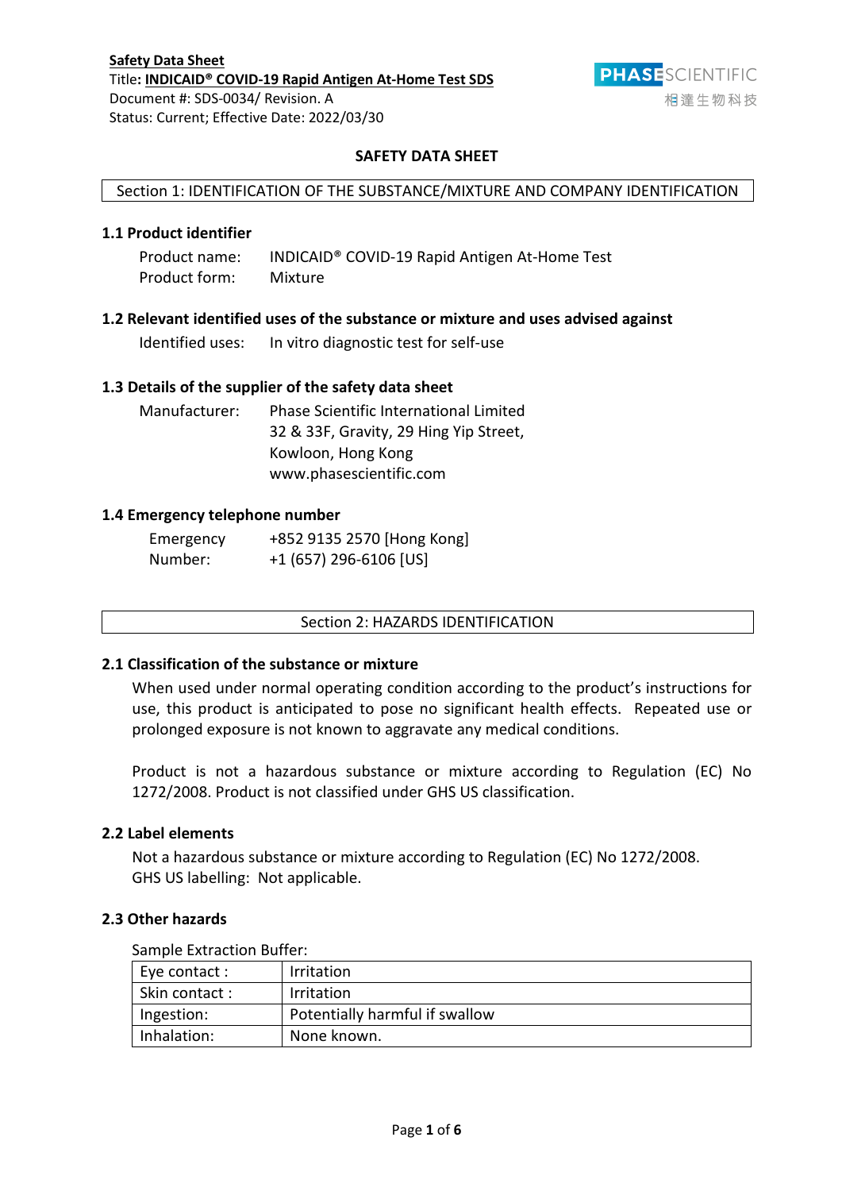**Safety Data Sheet**
Title: **INDICAID® COVID-19 Rapid Antigen At-Home Test SDS**
Document #: SDS-0034/ Revision. A
Status: Current; Effective Date: 2022/03/30

# SAFETY DATA SHEET

## Section 1: IDENTIFICATION OF THE SUBSTANCE/MIXTURE AND COMPANY IDENTIFICATION

### 1.1 Product identifier

Product name: INDICAID® COVID-19 Rapid Antigen At-Home Test
Product form: Mixture

### 1.2 Relevant identified uses of the substance or mixture and uses advised against

Identified uses: In vitro diagnostic test for self-use

### 1.3 Details of the supplier of the safety data sheet

Manufacturer: Phase Scientific International Limited
32 & 33F, Gravity, 29 Hing Yip Street,
Kowloon, Hong Kong
www.phasescientific.com

### 1.4 Emergency telephone number

Emergency Number: +852 9135 2570 [Hong Kong]
+1 (657) 296-6106 [US]

## Section 2: HAZARDS IDENTIFICATION

### 2.1 Classification of the substance or mixture

When used under normal operating condition according to the product's instructions for use, this product is anticipated to pose no significant health effects. Repeated use or prolonged exposure is not known to aggravate any medical conditions.

Product is not a hazardous substance or mixture according to Regulation (EC) No 1272/2008. Product is not classified under GHS US classification.

### 2.2 Label elements

Not a hazardous substance or mixture according to Regulation (EC) No 1272/2008.
GHS US labelling: Not applicable.

### 2.3 Other hazards

Sample Extraction Buffer:

| Eye contact : | Irritation |
|---|---|
| Skin contact : | Irritation |
| Ingestion: | Potentially harmful if swallow |
| Inhalation: | None known. |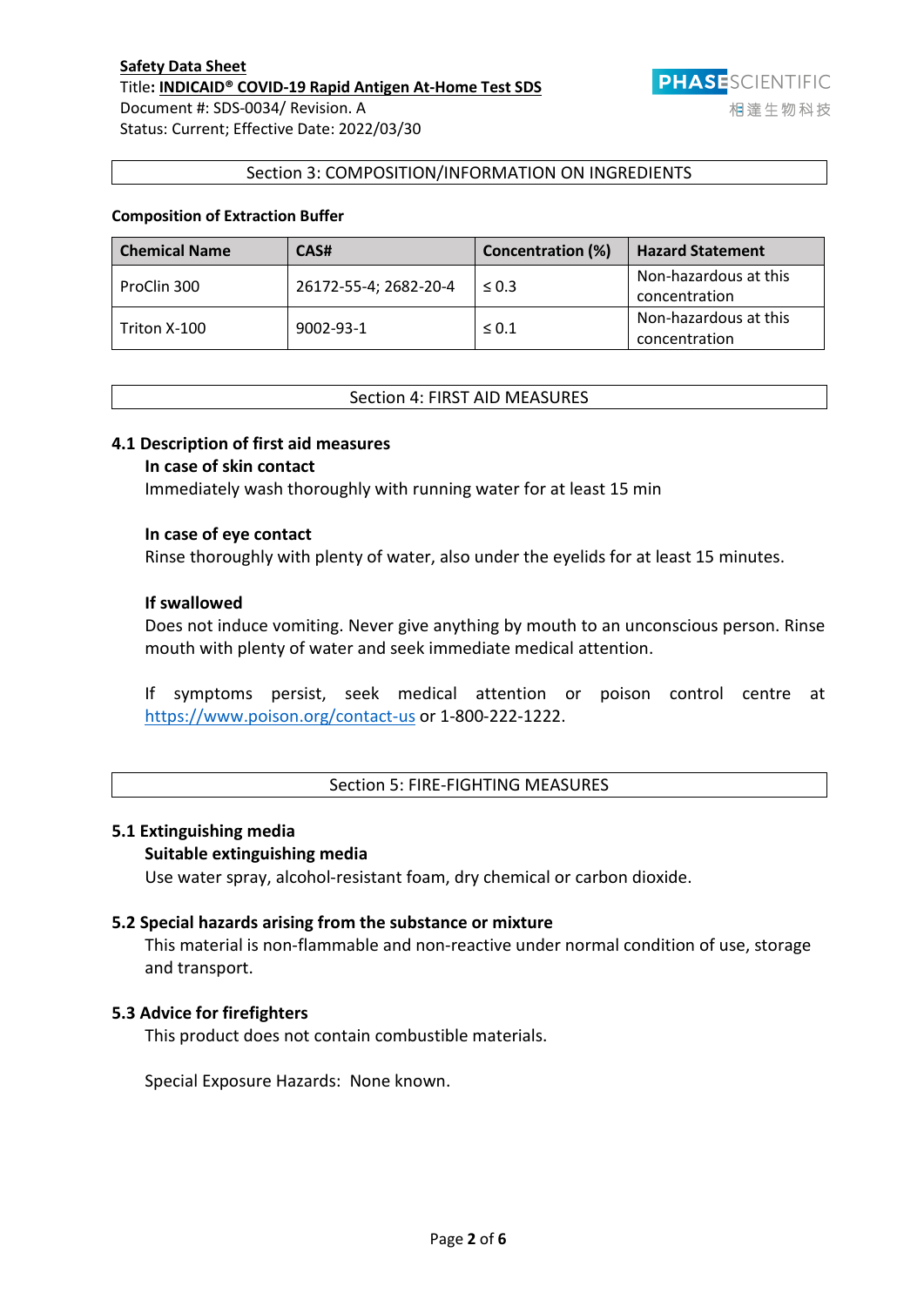## Section 3: COMPOSITION/INFORMATION ON INGREDIENTS

**Composition of Extraction Buffer**

| Chemical Name | CAS# | Concentration (%) | Hazard Statement |
|---|---|---|---|
| ProClin 300 | 26172-55-4; 2682-20-4 | ≤ 0.3 | Non-hazardous at this concentration |
| Triton X-100 | 9002-93-1 | ≤ 0.1 | Non-hazardous at this concentration |

## Section 4: FIRST AID MEASURES

### 4.1 Description of first aid measures

**In case of skin contact**

Immediately wash thoroughly with running water for at least 15 min

**In case of eye contact**

Rinse thoroughly with plenty of water, also under the eyelids for at least 15 minutes.

**If swallowed**

Does not induce vomiting. Never give anything by mouth to an unconscious person. Rinse mouth with plenty of water and seek immediate medical attention.

If symptoms persist, seek medical attention or poison control centre at https://www.poison.org/contact-us or 1-800-222-1222.

## Section 5: FIRE-FIGHTING MEASURES

### 5.1 Extinguishing media

**Suitable extinguishing media**

Use water spray, alcohol-resistant foam, dry chemical or carbon dioxide.

### 5.2 Special hazards arising from the substance or mixture

This material is non-flammable and non-reactive under normal condition of use, storage and transport.

### 5.3 Advice for firefighters

This product does not contain combustible materials.

Special Exposure Hazards: None known.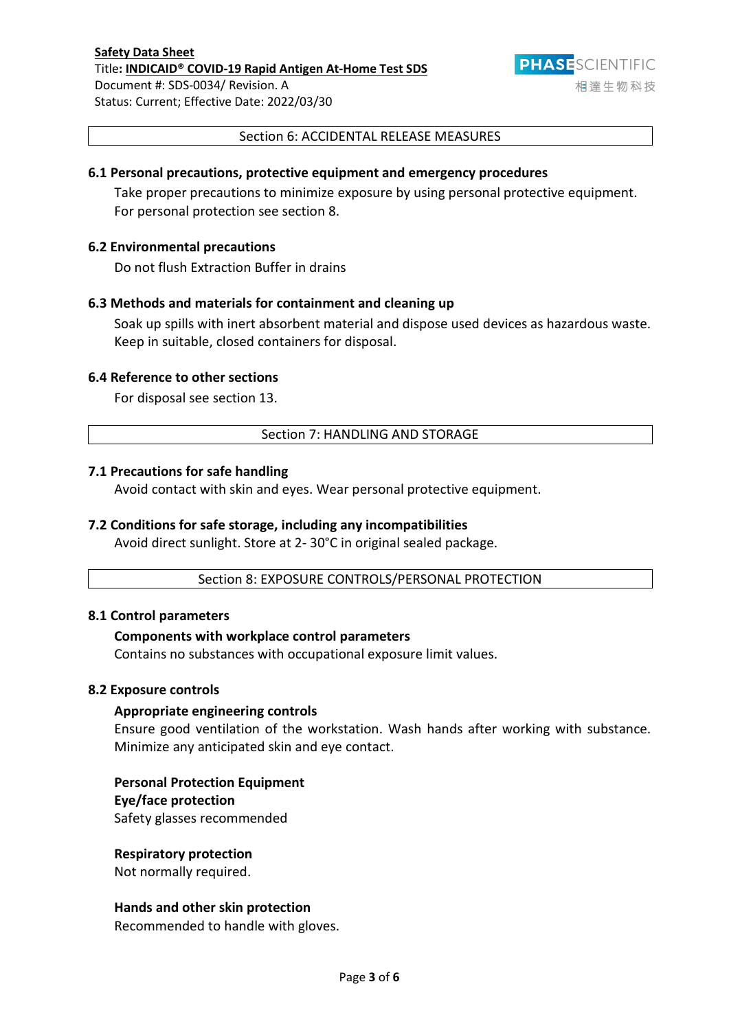## Section 6: ACCIDENTAL RELEASE MEASURES

### 6.1 Personal precautions, protective equipment and emergency procedures

Take proper precautions to minimize exposure by using personal protective equipment. For personal protection see section 8.

### 6.2 Environmental precautions

Do not flush Extraction Buffer in drains

### 6.3 Methods and materials for containment and cleaning up

Soak up spills with inert absorbent material and dispose used devices as hazardous waste. Keep in suitable, closed containers for disposal.

### 6.4 Reference to other sections

For disposal see section 13.

## Section 7: HANDLING AND STORAGE

### 7.1 Precautions for safe handling

Avoid contact with skin and eyes. Wear personal protective equipment.

### 7.2 Conditions for safe storage, including any incompatibilities

Avoid direct sunlight. Store at 2- 30°C in original sealed package.

## Section 8: EXPOSURE CONTROLS/PERSONAL PROTECTION

### 8.1 Control parameters

**Components with workplace control parameters**

Contains no substances with occupational exposure limit values.

### 8.2 Exposure controls

**Appropriate engineering controls**

Ensure good ventilation of the workstation. Wash hands after working with substance. Minimize any anticipated skin and eye contact.

**Personal Protection Equipment**

**Eye/face protection**

Safety glasses recommended

**Respiratory protection**

Not normally required.

**Hands and other skin protection**

Recommended to handle with gloves.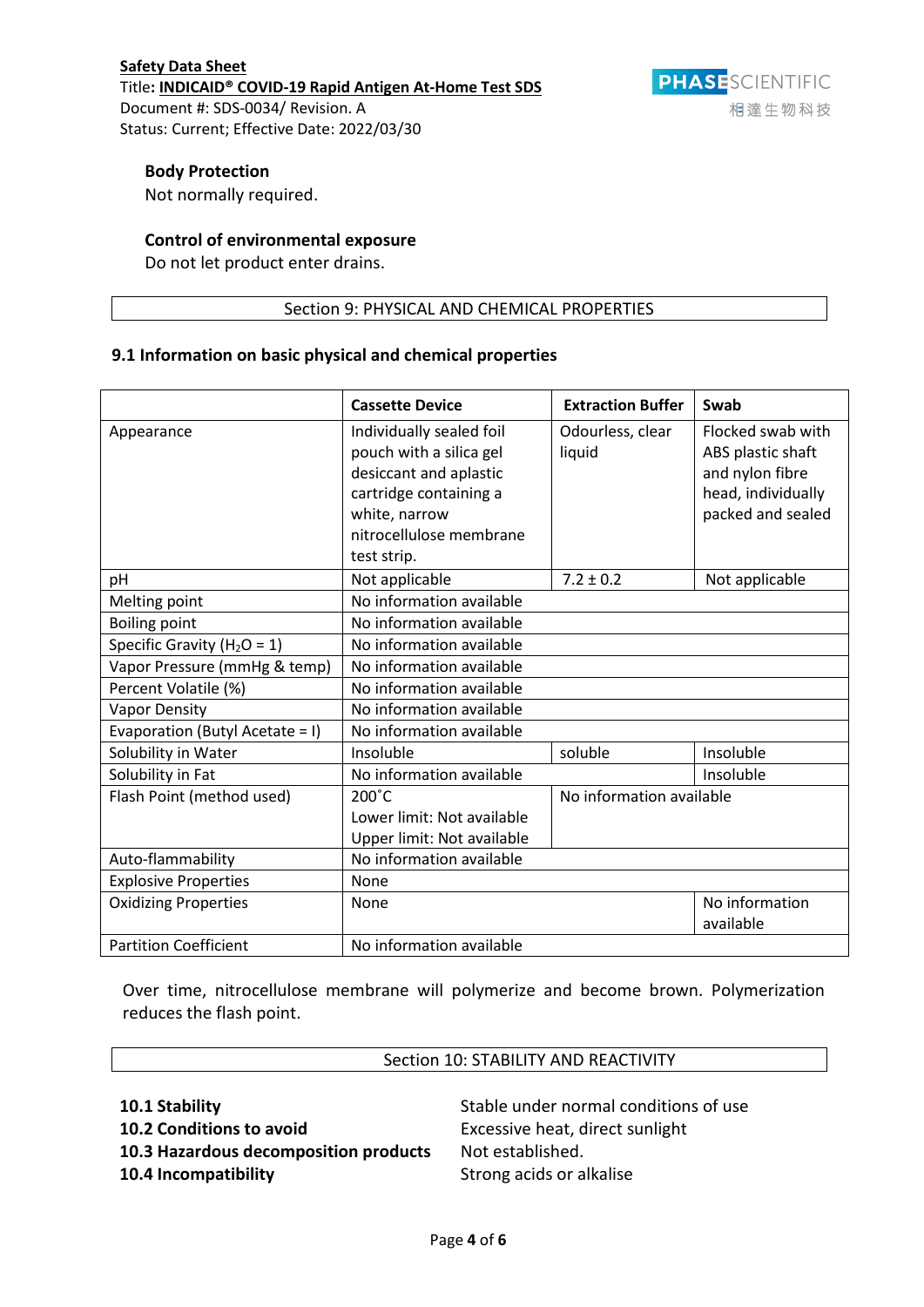### Body Protection

Not normally required.

### Control of environmental exposure

Do not let product enter drains.

## Section 9: PHYSICAL AND CHEMICAL PROPERTIES

### 9.1 Information on basic physical and chemical properties

| | Cassette Device | Extraction Buffer | Swab |
|---|---|---|---|
| Appearance | Individually sealed foil pouch with a silica gel desiccant and aplastic cartridge containing a white, narrow nitrocellulose membrane test strip. | Odourless, clear liquid | Flocked swab with ABS plastic shaft and nylon fibre head, individually packed and sealed |
| pH | Not applicable | 7.2 ± 0.2 | Not applicable |
| Melting point | No information available | | |
| Boiling point | No information available | | |
| Specific Gravity ($H_2O$ = 1) | No information available | | |
| Vapor Pressure (mmHg & temp) | No information available | | |
| Percent Volatile (%) | No information available | | |
| Vapor Density | No information available | | |
| Evaporation (Butyl Acetate = l) | No information available | | |
| Solubility in Water | Insoluble | soluble | Insoluble |
| Solubility in Fat | No information available | | Insoluble |
| Flash Point (method used) | 200˚C<br>Lower limit: Not available<br>Upper limit: Not available | No information available | |
| Auto-flammability | No information available | | |
| Explosive Properties | None | | |
| Oxidizing Properties | None | | No information available |
| Partition Coefficient | No information available | | |

Over time, nitrocellulose membrane will polymerize and become brown. Polymerization reduces the flash point.

## Section 10: STABILITY AND REACTIVITY

**10.1 Stability** Stable under normal conditions of use

**10.2 Conditions to avoid** Excessive heat, direct sunlight

**10.3 Hazardous decomposition products** Not established.

**10.4 Incompatibility** Strong acids or alkalise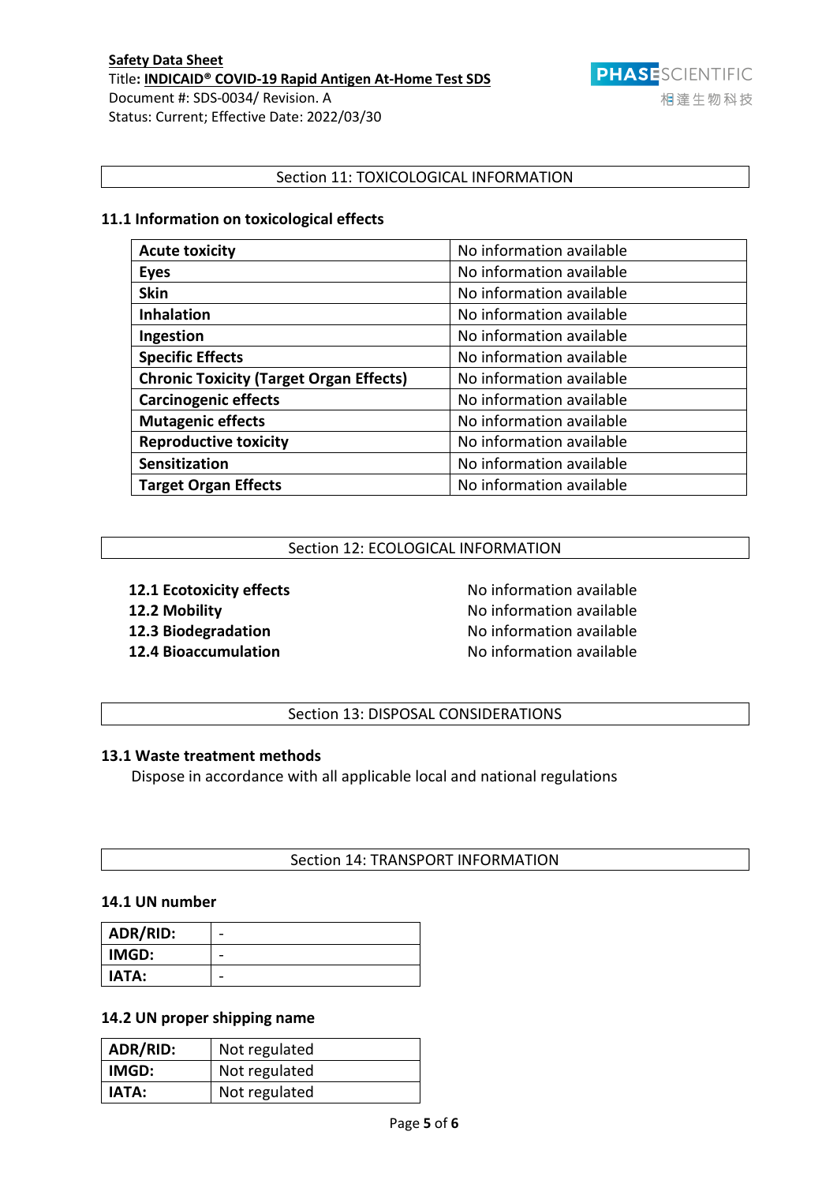## Section 11: TOXICOLOGICAL INFORMATION

### 11.1 Information on toxicological effects

| | |
|---|---|
| **Acute toxicity** | No information available |
| **Eyes** | No information available |
| **Skin** | No information available |
| **Inhalation** | No information available |
| **Ingestion** | No information available |
| **Specific Effects** | No information available |
| **Chronic Toxicity (Target Organ Effects)** | No information available |
| **Carcinogenic effects** | No information available |
| **Mutagenic effects** | No information available |
| **Reproductive toxicity** | No information available |
| **Sensitization** | No information available |
| **Target Organ Effects** | No information available |

## Section 12: ECOLOGICAL INFORMATION

**12.1 Ecotoxicity effects** No information available
**12.2 Mobility** No information available
**12.3 Biodegradation** No information available
**12.4 Bioaccumulation** No information available

## Section 13: DISPOSAL CONSIDERATIONS

### 13.1 Waste treatment methods

Dispose in accordance with all applicable local and national regulations

## Section 14: TRANSPORT INFORMATION

### 14.1 UN number

| | |
|---|---|
| **ADR/RID:** | - |
| **IMGD:** | - |
| **IATA:** | - |

### 14.2 UN proper shipping name

| | |
|---|---|
| **ADR/RID:** | Not regulated |
| **IMGD:** | Not regulated |
| **IATA:** | Not regulated |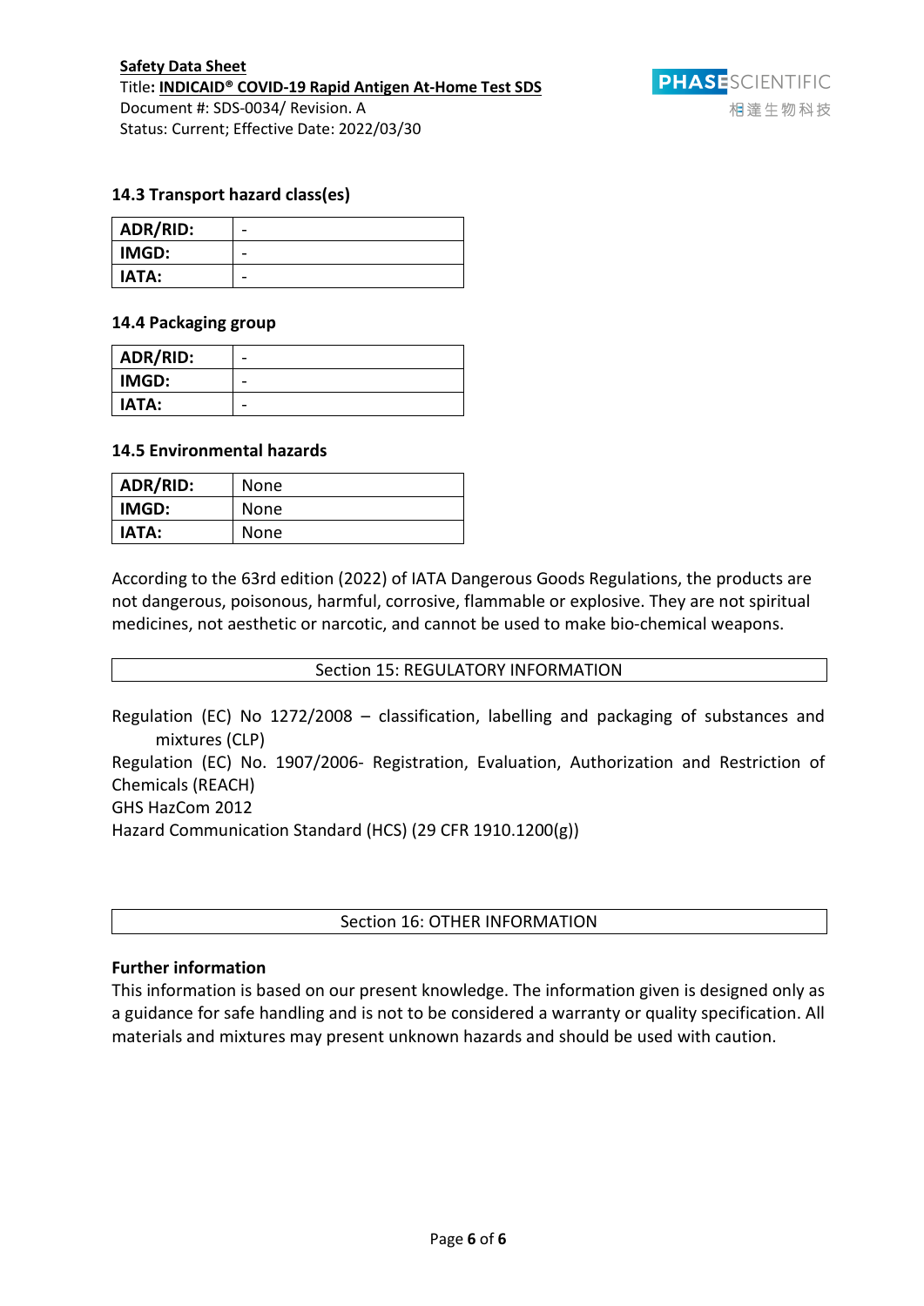### 14.3 Transport hazard class(es)

| | |
|---|---|
| **ADR/RID:** | - |
| **IMGD:** | - |
| **IATA:** | - |

### 14.4 Packaging group

| | |
|---|---|
| **ADR/RID:** | - |
| **IMGD:** | - |
| **IATA:** | - |

### 14.5 Environmental hazards

| | |
|---|---|
| **ADR/RID:** | None |
| **IMGD:** | None |
| **IATA:** | None |

According to the 63rd edition (2022) of IATA Dangerous Goods Regulations, the products are not dangerous, poisonous, harmful, corrosive, flammable or explosive. They are not spiritual medicines, not aesthetic or narcotic, and cannot be used to make bio-chemical weapons.

## Section 15: REGULATORY INFORMATION

Regulation (EC) No 1272/2008 – classification, labelling and packaging of substances and mixtures (CLP)
Regulation (EC) No. 1907/2006- Registration, Evaluation, Authorization and Restriction of Chemicals (REACH)
GHS HazCom 2012
Hazard Communication Standard (HCS) (29 CFR 1910.1200(g))

## Section 16: OTHER INFORMATION

**Further information**

This information is based on our present knowledge. The information given is designed only as a guidance for safe handling and is not to be considered a warranty or quality specification. All materials and mixtures may present unknown hazards and should be used with caution.